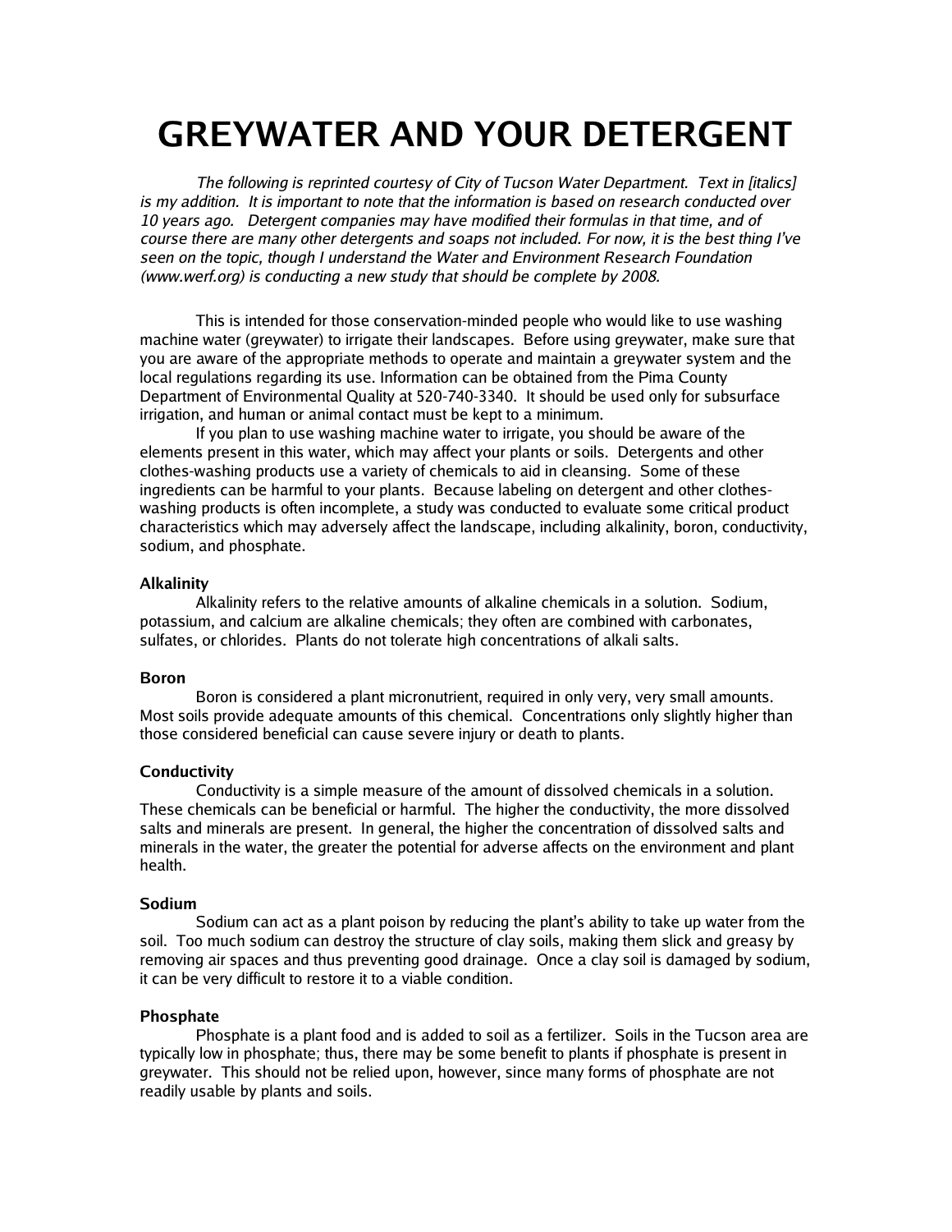# GREYWATER AND YOUR DETERGENT

*The following is reprinted courtesy of City of Tucson Water Department. Text in [italics] is my addition. It is important to note that the information is based on research conducted over 10 years ago. Detergent companies may have modified their formulas in that time, and of course there are many other detergents and soaps not included. For now, it is the best thing I've seen on the topic, though I understand the Water and Environment Research Foundation (www.werf.org) is conducting a new study that should be complete by 2008.*

This is intended for those conservation-minded people who would like to use washing machine water (greywater) to irrigate their landscapes. Before using greywater, make sure that you are aware of the appropriate methods to operate and maintain a greywater system and the local regulations regarding its use. Information can be obtained from the Pima County Department of Environmental Quality at 520-740-3340. It should be used only for subsurface irrigation, and human or animal contact must be kept to a minimum.

If you plan to use washing machine water to irrigate, you should be aware of the elements present in this water, which may affect your plants or soils. Detergents and other clothes-washing products use a variety of chemicals to aid in cleansing. Some of these ingredients can be harmful to your plants. Because labeling on detergent and other clothes-washing products is often incomplete, a study was conducted to evaluate some critical product characteristics which may adversely affect the landscape, including alkalinity, boron, conductivity, sodium, and phosphate.

**Alkalinity**

Alkalinity refers to the relative amounts of alkaline chemicals in a solution. Sodium, potassium, and calcium are alkaline chemicals; they often are combined with carbonates, sulfates, or chlorides. Plants do not tolerate high concentrations of alkali salts.

**Boron**

Boron is considered a plant micronutrient, required in only very, very small amounts. Most soils provide adequate amounts of this chemical. Concentrations only slightly higher than those considered beneficial can cause severe injury or death to plants.

**Conductivity**

Conductivity is a simple measure of the amount of dissolved chemicals in a solution. These chemicals can be beneficial or harmful. The higher the conductivity, the more dissolved salts and minerals are present. In general, the higher the concentration of dissolved salts and minerals in the water, the greater the potential for adverse affects on the environment and plant health.

**Sodium**

Sodium can act as a plant poison by reducing the plant's ability to take up water from the soil. Too much sodium can destroy the structure of clay soils, making them slick and greasy by removing air spaces and thus preventing good drainage. Once a clay soil is damaged by sodium, it can be very difficult to restore it to a viable condition.

**Phosphate**

Phosphate is a plant food and is added to soil as a fertilizer. Soils in the Tucson area are typically low in phosphate; thus, there may be some benefit to plants if phosphate is present in greywater. This should not be relied upon, however, since many forms of phosphate are not readily usable by plants and soils.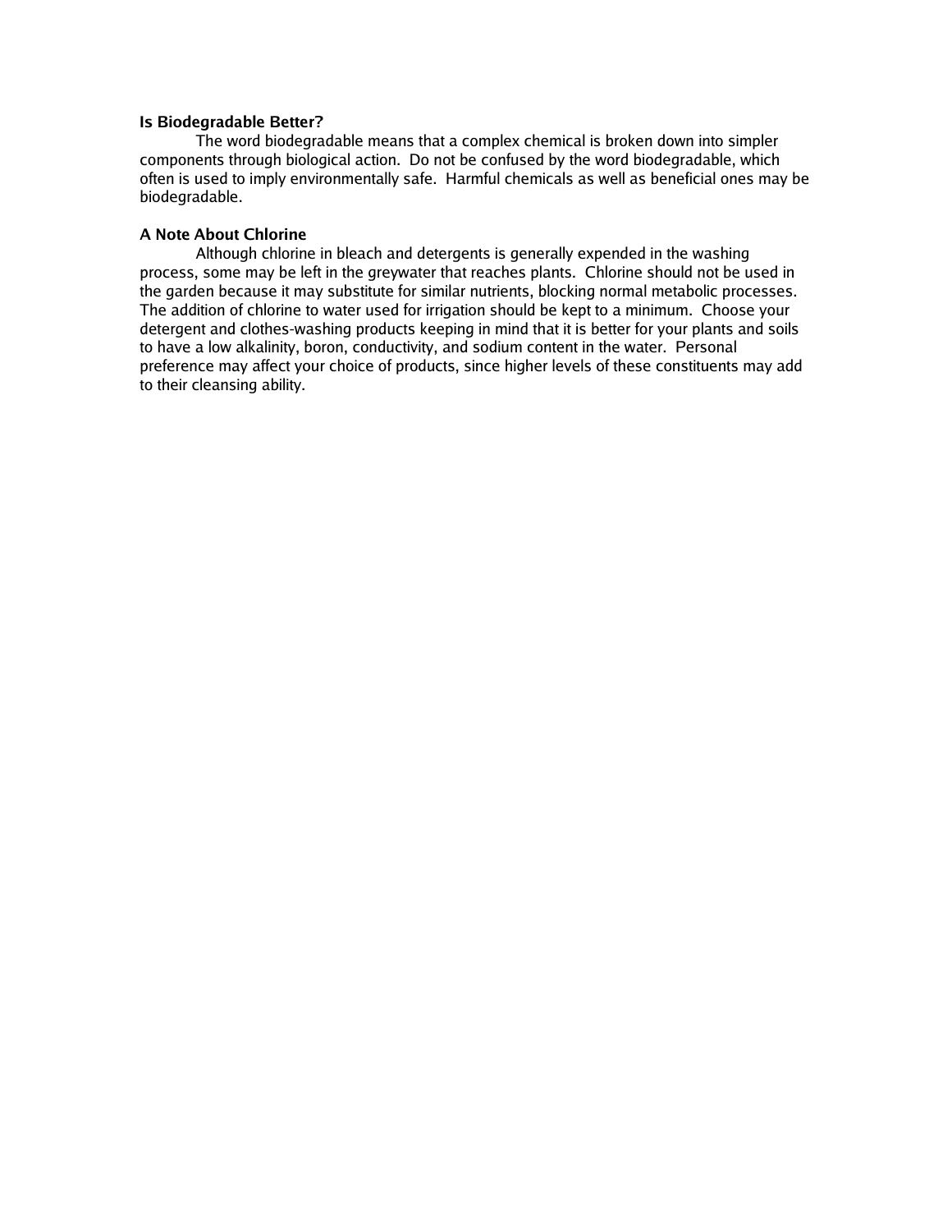### Is Biodegradable Better?

The word biodegradable means that a complex chemical is broken down into simpler components through biological action. Do not be confused by the word biodegradable, which often is used to imply environmentally safe. Harmful chemicals as well as beneficial ones may be biodegradable.

### A Note About Chlorine

Although chlorine in bleach and detergents is generally expended in the washing process, some may be left in the greywater that reaches plants. Chlorine should not be used in the garden because it may substitute for similar nutrients, blocking normal metabolic processes. The addition of chlorine to water used for irrigation should be kept to a minimum. Choose your detergent and clothes-washing products keeping in mind that it is better for your plants and soils to have a low alkalinity, boron, conductivity, and sodium content in the water. Personal preference may affect your choice of products, since higher levels of these constituents may add to their cleansing ability.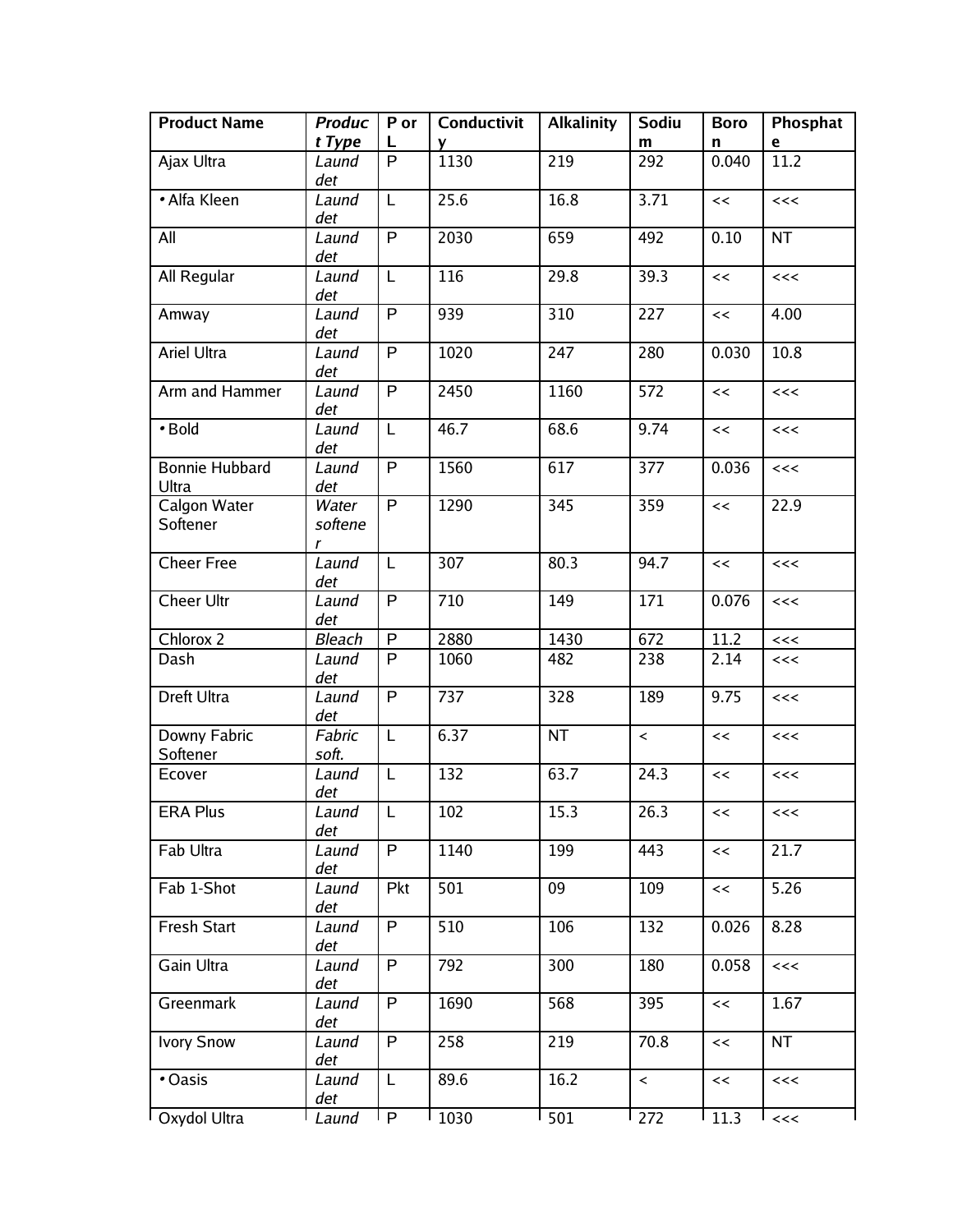| Product Name | *Product Type* | P or L | Conductivity | Alkalinity | Sodium | Boron | Phosphate |
|---|---|---|---|---|---|---|---|
| Ajax Ultra | *Laund det* | P | 1130 | 219 | 292 | 0.040 | 11.2 |
| • Alfa Kleen | *Laund det* | L | 25.6 | 16.8 | 3.71 | << | <<< |
| All | *Laund det* | P | 2030 | 659 | 492 | 0.10 | NT |
| All Regular | *Laund det* | L | 116 | 29.8 | 39.3 | << | <<< |
| Amway | *Laund det* | P | 939 | 310 | 227 | << | 4.00 |
| Ariel Ultra | *Laund det* | P | 1020 | 247 | 280 | 0.030 | 10.8 |
| Arm and Hammer | *Laund det* | P | 2450 | 1160 | 572 | << | <<< |
| • Bold | *Laund det* | L | 46.7 | 68.6 | 9.74 | << | <<< |
| Bonnie Hubbard Ultra | *Laund det* | P | 1560 | 617 | 377 | 0.036 | <<< |
| Calgon Water Softener | *Water softener* | P | 1290 | 345 | 359 | << | 22.9 |
| Cheer Free | *Laund det* | L | 307 | 80.3 | 94.7 | << | <<< |
| Cheer Ultr | *Laund det* | P | 710 | 149 | 171 | 0.076 | <<< |
| Chlorox 2 | *Bleach* | P | 2880 | 1430 | 672 | 11.2 | <<< |
| Dash | *Laund det* | P | 1060 | 482 | 238 | 2.14 | <<< |
| Dreft Ultra | *Laund det* | P | 737 | 328 | 189 | 9.75 | <<< |
| Downy Fabric Softener | *Fabric soft.* | L | 6.37 | NT | < | << | <<< |
| Ecover | *Laund det* | L | 132 | 63.7 | 24.3 | << | <<< |
| ERA Plus | *Laund det* | L | 102 | 15.3 | 26.3 | << | <<< |
| Fab Ultra | *Laund det* | P | 1140 | 199 | 443 | << | 21.7 |
| Fab 1-Shot | *Laund det* | Pkt | 501 | 09 | 109 | << | 5.26 |
| Fresh Start | *Laund det* | P | 510 | 106 | 132 | 0.026 | 8.28 |
| Gain Ultra | *Laund det* | P | 792 | 300 | 180 | 0.058 | <<< |
| Greenmark | *Laund det* | P | 1690 | 568 | 395 | << | 1.67 |
| Ivory Snow | *Laund det* | P | 258 | 219 | 70.8 | << | NT |
| • Oasis | *Laund det* | L | 89.6 | 16.2 | < | << | <<< |
| Oxydol Ultra | *Laund* | P | 1030 | 501 | 272 | 11.3 | <<< |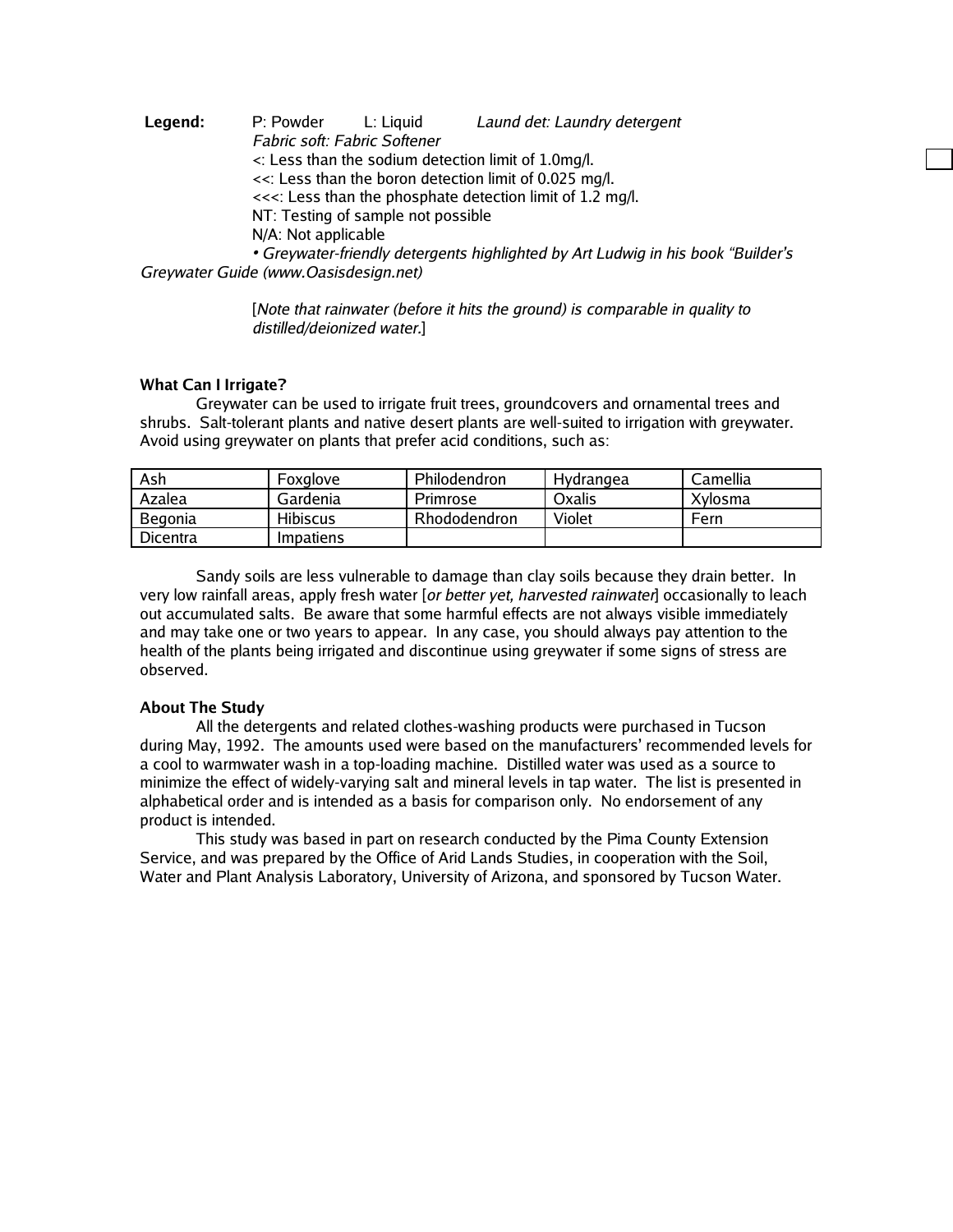**Legend:** P: Powder L: Liquid *Laund det: Laundry detergent*
*Fabric soft: Fabric Softener*
<: Less than the sodium detection limit of 1.0mg/l.
<<: Less than the boron detection limit of 0.025 mg/l.
<<<: Less than the phosphate detection limit of 1.2 mg/l.
NT: Testing of sample not possible
N/A: Not applicable
*• Greywater-friendly detergents highlighted by Art Ludwig in his book "Builder's Greywater Guide (www.Oasisdesign.net)*

[*Note that rainwater (before it hits the ground) is comparable in quality to distilled/deionized water.*]

### What Can I Irrigate?

Greywater can be used to irrigate fruit trees, groundcovers and ornamental trees and shrubs. Salt-tolerant plants and native desert plants are well-suited to irrigation with greywater. Avoid using greywater on plants that prefer acid conditions, such as:

| | | | | |
|---|---|---|---|---|
| Ash | Foxglove | Philodendron | Hydrangea | Camellia |
| Azalea | Gardenia | Primrose | Oxalis | Xylosma |
| Begonia | Hibiscus | Rhododendron | Violet | Fern |
| Dicentra | Impatiens | | | |

Sandy soils are less vulnerable to damage than clay soils because they drain better. In very low rainfall areas, apply fresh water [*or better yet, harvested rainwater*] occasionally to leach out accumulated salts. Be aware that some harmful effects are not always visible immediately and may take one or two years to appear. In any case, you should always pay attention to the health of the plants being irrigated and discontinue using greywater if some signs of stress are observed.

### About The Study

All the detergents and related clothes-washing products were purchased in Tucson during May, 1992. The amounts used were based on the manufacturers' recommended levels for a cool to warmwater wash in a top-loading machine. Distilled water was used as a source to minimize the effect of widely-varying salt and mineral levels in tap water. The list is presented in alphabetical order and is intended as a basis for comparison only. No endorsement of any product is intended.

This study was based in part on research conducted by the Pima County Extension Service, and was prepared by the Office of Arid Lands Studies, in cooperation with the Soil, Water and Plant Analysis Laboratory, University of Arizona, and sponsored by Tucson Water.